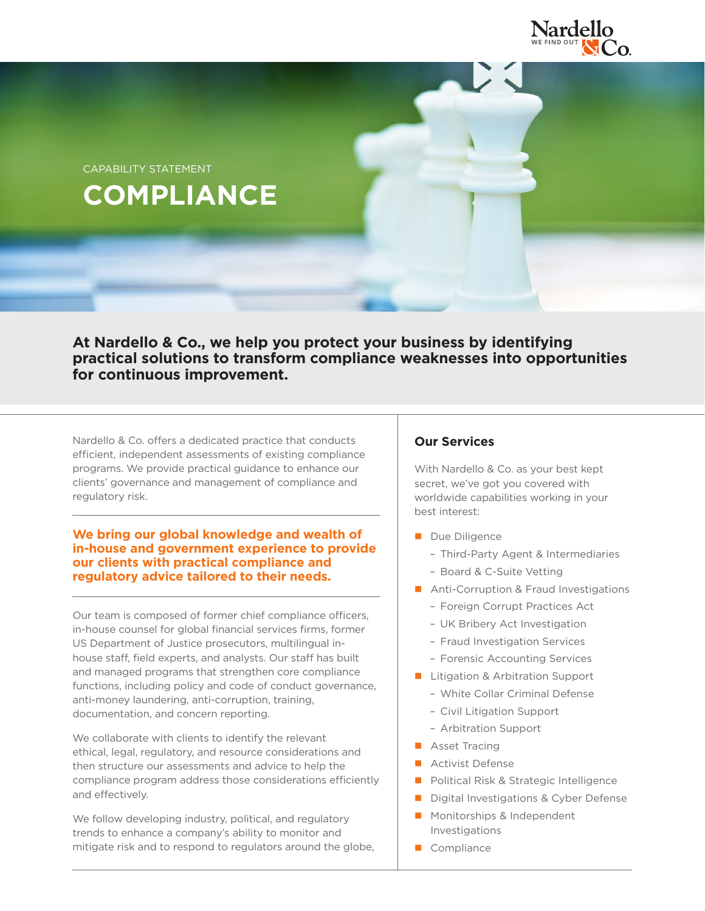CAPABILITY STATEMENT

# COMPLIANCE

**At Nardello & Co., we help you protect your business by identifying practical solutions to transform compliance weaknesses into opportunities for continuous improvement.**

Nardello & Co. offers a dedicated practice that conducts efficient, independent assessments of existing compliance programs. We provide practical guidance to enhance our clients' governance and management of compliance and regulatory risk.

**We bring our global knowledge and wealth of in-house and government experience to provide our clients with practical compliance and regulatory advice tailored to their needs.**

Our team is composed of former chief compliance officers, in-house counsel for global financial services firms, former US Department of Justice prosecutors, multilingual in-house staff, field experts, and analysts. Our staff has built and managed programs that strengthen core compliance functions, including policy and code of conduct governance, anti-money laundering, anti-corruption, training, documentation, and concern reporting.

We collaborate with clients to identify the relevant ethical, legal, regulatory, and resource considerations and then structure our assessments and advice to help the compliance program address those considerations efficiently and effectively.

We follow developing industry, political, and regulatory trends to enhance a company's ability to monitor and mitigate risk and to respond to regulators around the globe,

## Our Services

With Nardello & Co. as your best kept secret, we've got you covered with worldwide capabilities working in your best interest:

- Due Diligence
  - Third-Party Agent & Intermediaries
  - Board & C-Suite Vetting
- Anti-Corruption & Fraud Investigations
  - Foreign Corrupt Practices Act
  - UK Bribery Act Investigation
  - Fraud Investigation Services
  - Forensic Accounting Services
- Litigation & Arbitration Support
  - White Collar Criminal Defense
  - Civil Litigation Support
  - Arbitration Support
- Asset Tracing
- Activist Defense
- Political Risk & Strategic Intelligence
- Digital Investigations & Cyber Defense
- Monitorships & Independent Investigations
- Compliance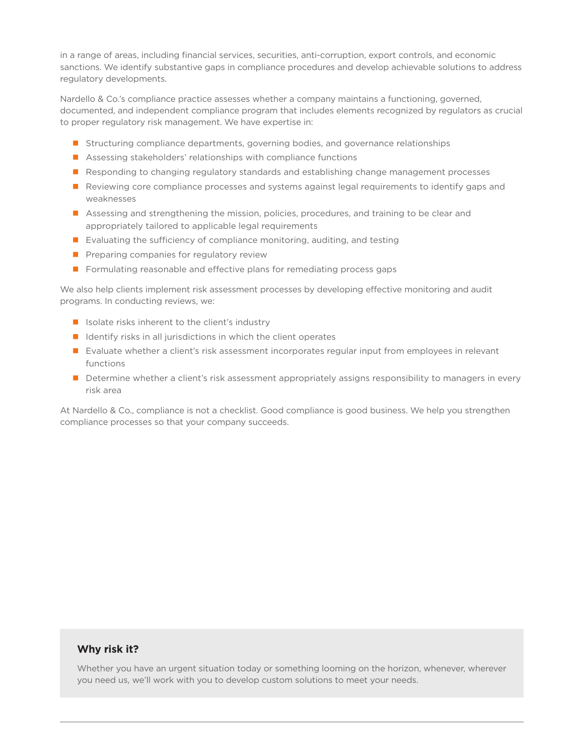in a range of areas, including financial services, securities, anti-corruption, export controls, and economic sanctions. We identify substantive gaps in compliance procedures and develop achievable solutions to address regulatory developments.

Nardello & Co.'s compliance practice assesses whether a company maintains a functioning, governed, documented, and independent compliance program that includes elements recognized by regulators as crucial to proper regulatory risk management. We have expertise in:

- Structuring compliance departments, governing bodies, and governance relationships
- Assessing stakeholders' relationships with compliance functions
- Responding to changing regulatory standards and establishing change management processes
- Reviewing core compliance processes and systems against legal requirements to identify gaps and weaknesses
- Assessing and strengthening the mission, policies, procedures, and training to be clear and appropriately tailored to applicable legal requirements
- Evaluating the sufficiency of compliance monitoring, auditing, and testing
- Preparing companies for regulatory review
- Formulating reasonable and effective plans for remediating process gaps

We also help clients implement risk assessment processes by developing effective monitoring and audit programs. In conducting reviews, we:

- Isolate risks inherent to the client's industry
- Identify risks in all jurisdictions in which the client operates
- Evaluate whether a client's risk assessment incorporates regular input from employees in relevant functions
- Determine whether a client's risk assessment appropriately assigns responsibility to managers in every risk area

At Nardello & Co., compliance is not a checklist. Good compliance is good business. We help you strengthen compliance processes so that your company succeeds.

**Why risk it?**

Whether you have an urgent situation today or something looming on the horizon, whenever, wherever you need us, we'll work with you to develop custom solutions to meet your needs.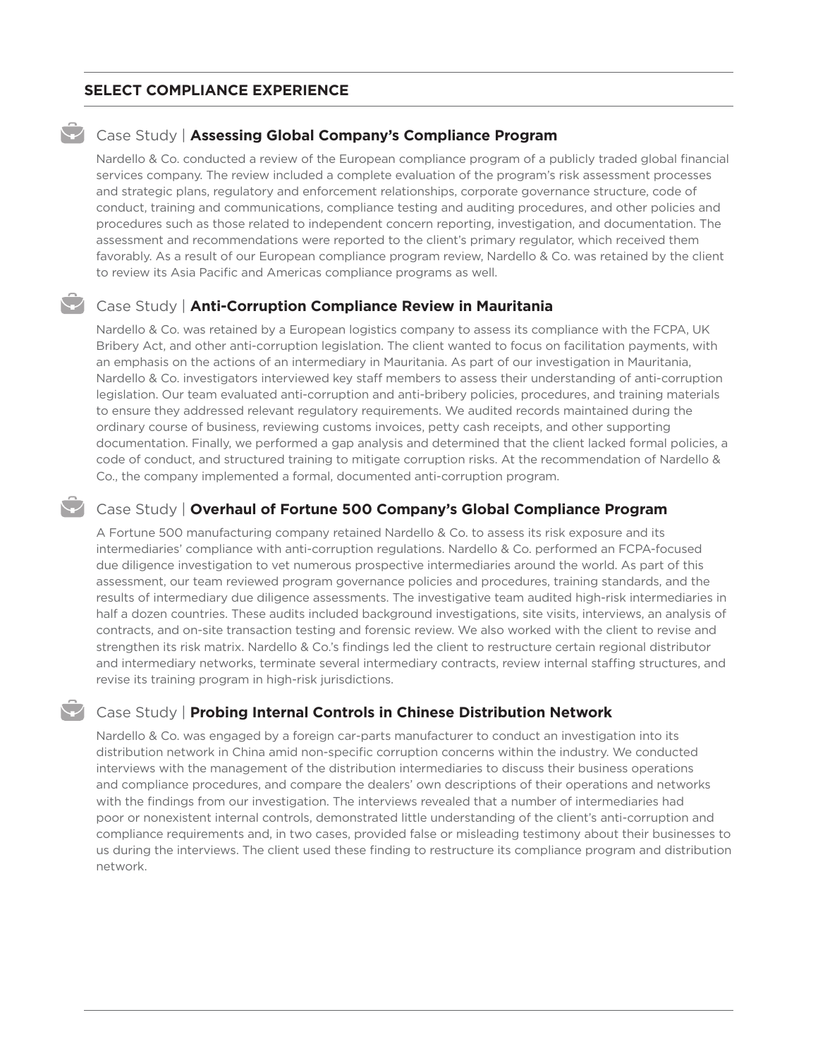## SELECT COMPLIANCE EXPERIENCE

### Case Study | **Assessing Global Company's Compliance Program**

Nardello & Co. conducted a review of the European compliance program of a publicly traded global financial services company. The review included a complete evaluation of the program's risk assessment processes and strategic plans, regulatory and enforcement relationships, corporate governance structure, code of conduct, training and communications, compliance testing and auditing procedures, and other policies and procedures such as those related to independent concern reporting, investigation, and documentation. The assessment and recommendations were reported to the client's primary regulator, which received them favorably. As a result of our European compliance program review, Nardello & Co. was retained by the client to review its Asia Pacific and Americas compliance programs as well.

### Case Study | **Anti-Corruption Compliance Review in Mauritania**

Nardello & Co. was retained by a European logistics company to assess its compliance with the FCPA, UK Bribery Act, and other anti-corruption legislation. The client wanted to focus on facilitation payments, with an emphasis on the actions of an intermediary in Mauritania. As part of our investigation in Mauritania, Nardello & Co. investigators interviewed key staff members to assess their understanding of anti-corruption legislation. Our team evaluated anti-corruption and anti-bribery policies, procedures, and training materials to ensure they addressed relevant regulatory requirements. We audited records maintained during the ordinary course of business, reviewing customs invoices, petty cash receipts, and other supporting documentation. Finally, we performed a gap analysis and determined that the client lacked formal policies, a code of conduct, and structured training to mitigate corruption risks. At the recommendation of Nardello & Co., the company implemented a formal, documented anti-corruption program.

### Case Study | **Overhaul of Fortune 500 Company's Global Compliance Program**

A Fortune 500 manufacturing company retained Nardello & Co. to assess its risk exposure and its intermediaries' compliance with anti-corruption regulations. Nardello & Co. performed an FCPA-focused due diligence investigation to vet numerous prospective intermediaries around the world. As part of this assessment, our team reviewed program governance policies and procedures, training standards, and the results of intermediary due diligence assessments. The investigative team audited high-risk intermediaries in half a dozen countries. These audits included background investigations, site visits, interviews, an analysis of contracts, and on-site transaction testing and forensic review. We also worked with the client to revise and strengthen its risk matrix. Nardello & Co.'s findings led the client to restructure certain regional distributor and intermediary networks, terminate several intermediary contracts, review internal staffing structures, and revise its training program in high-risk jurisdictions.

### Case Study | **Probing Internal Controls in Chinese Distribution Network**

Nardello & Co. was engaged by a foreign car-parts manufacturer to conduct an investigation into its distribution network in China amid non-specific corruption concerns within the industry. We conducted interviews with the management of the distribution intermediaries to discuss their business operations and compliance procedures, and compare the dealers' own descriptions of their operations and networks with the findings from our investigation. The interviews revealed that a number of intermediaries had poor or nonexistent internal controls, demonstrated little understanding of the client's anti-corruption and compliance requirements and, in two cases, provided false or misleading testimony about their businesses to us during the interviews. The client used these finding to restructure its compliance program and distribution network.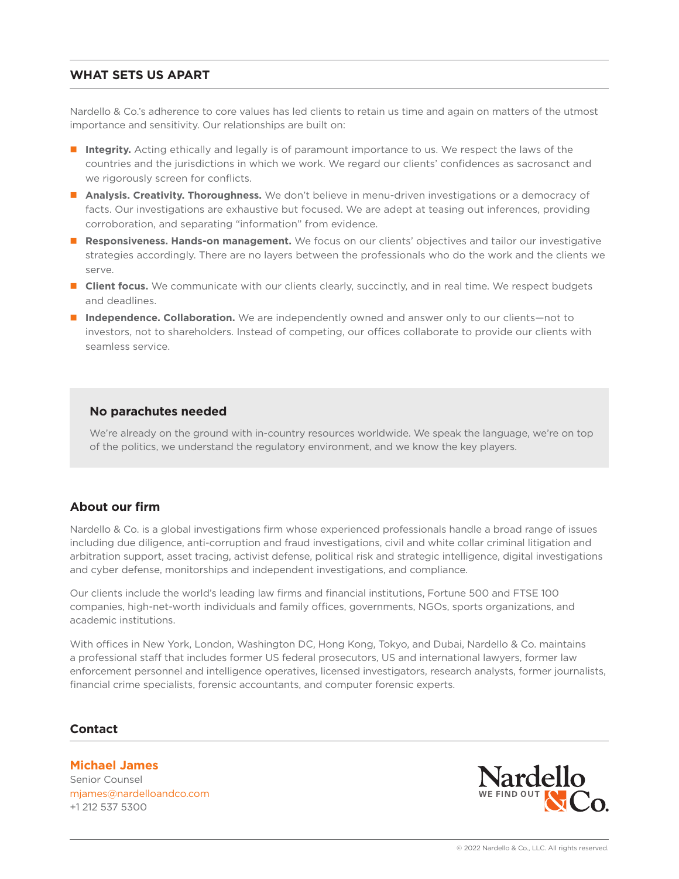## WHAT SETS US APART

Nardello & Co.'s adherence to core values has led clients to retain us time and again on matters of the utmost importance and sensitivity. Our relationships are built on:

- **Integrity.** Acting ethically and legally is of paramount importance to us. We respect the laws of the countries and the jurisdictions in which we work. We regard our clients' confidences as sacrosanct and we rigorously screen for conflicts.
- **Analysis. Creativity. Thoroughness.** We don't believe in menu-driven investigations or a democracy of facts. Our investigations are exhaustive but focused. We are adept at teasing out inferences, providing corroboration, and separating "information" from evidence.
- **Responsiveness. Hands-on management.** We focus on our clients' objectives and tailor our investigative strategies accordingly. There are no layers between the professionals who do the work and the clients we serve.
- **Client focus.** We communicate with our clients clearly, succinctly, and in real time. We respect budgets and deadlines.
- **Independence. Collaboration.** We are independently owned and answer only to our clients—not to investors, not to shareholders. Instead of competing, our offices collaborate to provide our clients with seamless service.

### No parachutes needed

We're already on the ground with in-country resources worldwide. We speak the language, we're on top of the politics, we understand the regulatory environment, and we know the key players.

## About our firm

Nardello & Co. is a global investigations firm whose experienced professionals handle a broad range of issues including due diligence, anti-corruption and fraud investigations, civil and white collar criminal litigation and arbitration support, asset tracing, activist defense, political risk and strategic intelligence, digital investigations and cyber defense, monitorships and independent investigations, and compliance.

Our clients include the world's leading law firms and financial institutions, Fortune 500 and FTSE 100 companies, high-net-worth individuals and family offices, governments, NGOs, sports organizations, and academic institutions.

With offices in New York, London, Washington DC, Hong Kong, Tokyo, and Dubai, Nardello & Co. maintains a professional staff that includes former US federal prosecutors, US and international lawyers, former law enforcement personnel and intelligence operatives, licensed investigators, research analysts, former journalists, financial crime specialists, forensic accountants, and computer forensic experts.

## Contact

**Michael James**
Senior Counsel
mjames@nardelloandco.com
+1 212 537 5300

Nardello & Co.
WE FIND OUT

© 2022 Nardello & Co., LLC. All rights reserved.